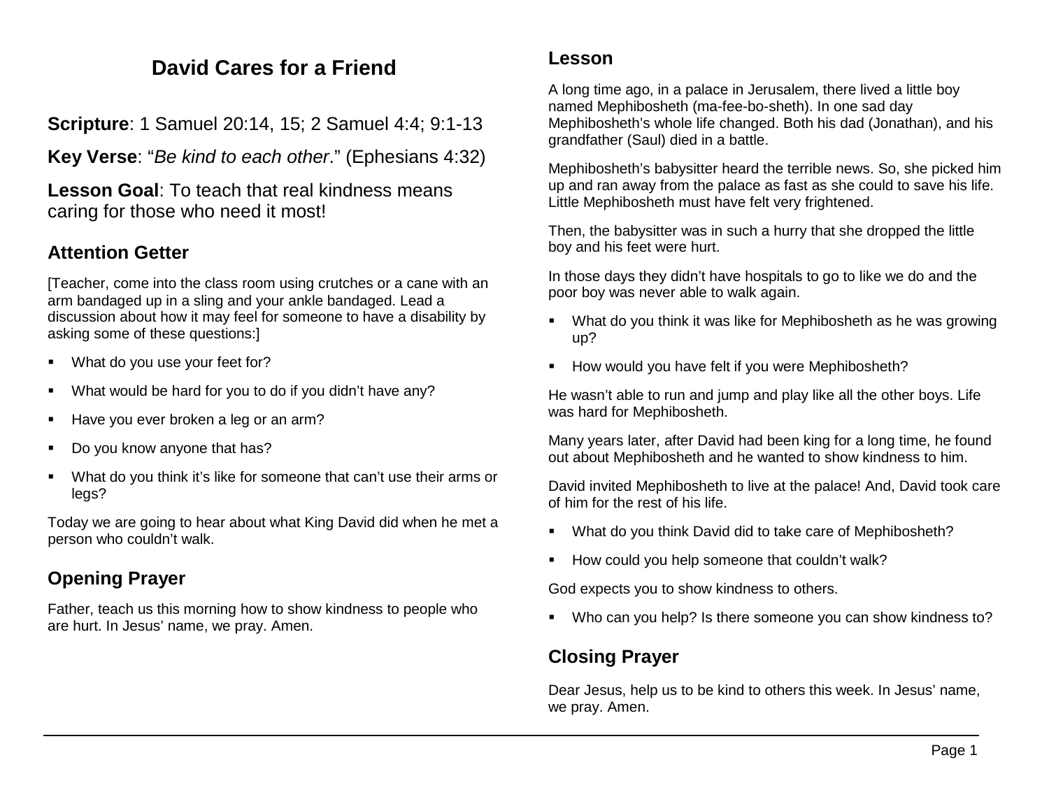# David Cares for a Friend

**Scripture**: 1 Samuel 20:14, 15; 2 Samuel 4:4; 9:1-13

**Key Verse**: "*Be kind to each other*." (Ephesians 4:32)

**Lesson Goal**: To teach that real kindness means caring for those who need it most!

## Attention Getter

[Teacher, come into the class room using crutches or a cane with an arm bandaged up in a sling and your ankle bandaged. Lead a discussion about how it may feel for someone to have a disability by asking some of these questions:]

- What do you use your feet for?
- What would be hard for you to do if you didn't have any?
- Have you ever broken a leg or an arm?
- Do you know anyone that has?
- What do you think it's like for someone that can't use their arms or legs?

Today we are going to hear about what King David did when he met a person who couldn't walk.

## Opening Prayer

Father, teach us this morning how to show kindness to people who are hurt. In Jesus' name, we pray. Amen.

## Lesson

A long time ago, in a palace in Jerusalem, there lived a little boy named Mephibosheth (ma-fee-bo-sheth). In one sad day Mephibosheth's whole life changed. Both his dad (Jonathan), and his grandfather (Saul) died in a battle.

Mephibosheth's babysitter heard the terrible news. So, she picked him up and ran away from the palace as fast as she could to save his life. Little Mephibosheth must have felt very frightened.

Then, the babysitter was in such a hurry that she dropped the little boy and his feet were hurt.

In those days they didn't have hospitals to go to like we do and the poor boy was never able to walk again.

- What do you think it was like for Mephibosheth as he was growing up?
- How would you have felt if you were Mephibosheth?

He wasn't able to run and jump and play like all the other boys. Life was hard for Mephibosheth.

Many years later, after David had been king for a long time, he found out about Mephibosheth and he wanted to show kindness to him.

David invited Mephibosheth to live at the palace! And, David took care of him for the rest of his life.

- What do you think David did to take care of Mephibosheth?
- How could you help someone that couldn't walk?

God expects you to show kindness to others.

- Who can you help? Is there someone you can show kindness to?

## Closing Prayer

Dear Jesus, help us to be kind to others this week. In Jesus' name, we pray. Amen.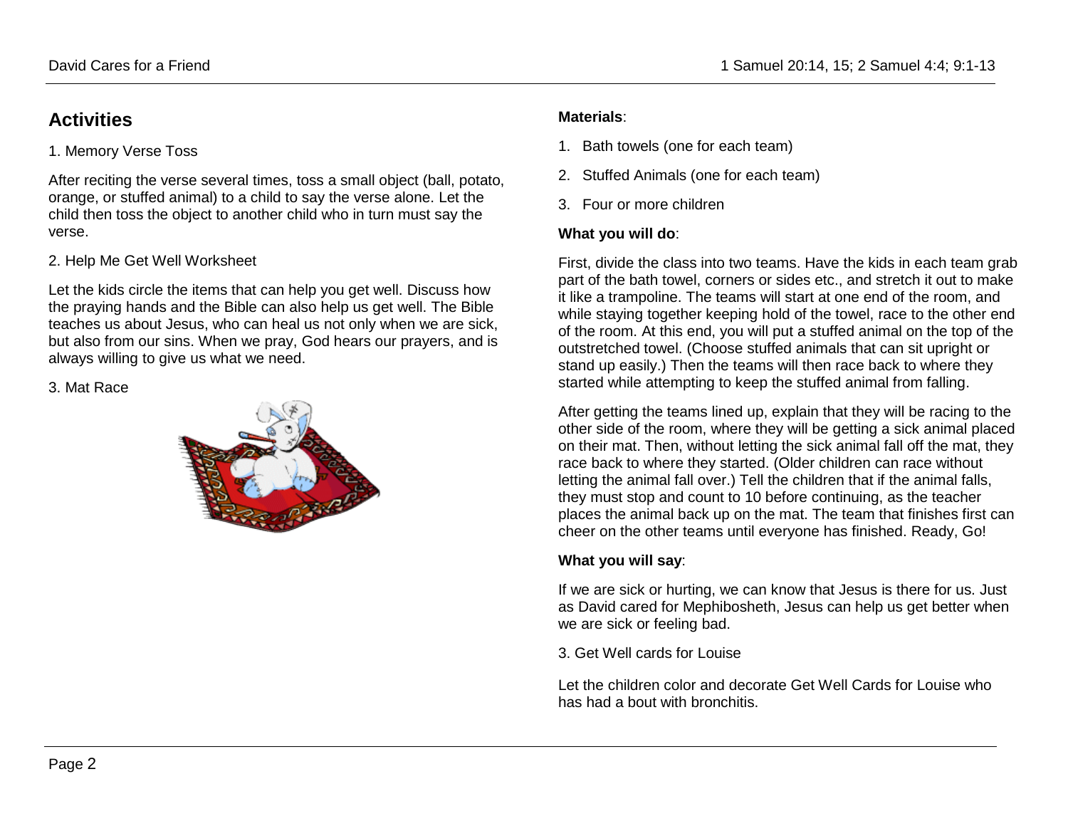## Activities

1. Memory Verse Toss

After reciting the verse several times, toss a small object (ball, potato, orange, or stuffed animal) to a child to say the verse alone. Let the child then toss the object to another child who in turn must say the verse.

2. Help Me Get Well Worksheet

Let the kids circle the items that can help you get well. Discuss how the praying hands and the Bible can also help us get well. The Bible teaches us about Jesus, who can heal us not only when we are sick, but also from our sins. When we pray, God hears our prayers, and is always willing to give us what we need.

3. Mat Race

**Materials**:

1. Bath towels (one for each team)
2. Stuffed Animals (one for each team)
3. Four or more children

**What you will do**:

First, divide the class into two teams. Have the kids in each team grab part of the bath towel, corners or sides etc., and stretch it out to make it like a trampoline. The teams will start at one end of the room, and while staying together keeping hold of the towel, race to the other end of the room. At this end, you will put a stuffed animal on the top of the outstretched towel. (Choose stuffed animals that can sit upright or stand up easily.) Then the teams will then race back to where they started while attempting to keep the stuffed animal from falling.

After getting the teams lined up, explain that they will be racing to the other side of the room, where they will be getting a sick animal placed on their mat. Then, without letting the sick animal fall off the mat, they race back to where they started. (Older children can race without letting the animal fall over.) Tell the children that if the animal falls, they must stop and count to 10 before continuing, as the teacher places the animal back up on the mat. The team that finishes first can cheer on the other teams until everyone has finished. Ready, Go!

**What you will say**:

If we are sick or hurting, we can know that Jesus is there for us. Just as David cared for Mephibosheth, Jesus can help us get better when we are sick or feeling bad.

3. Get Well cards for Louise

Let the children color and decorate Get Well Cards for Louise who has had a bout with bronchitis.